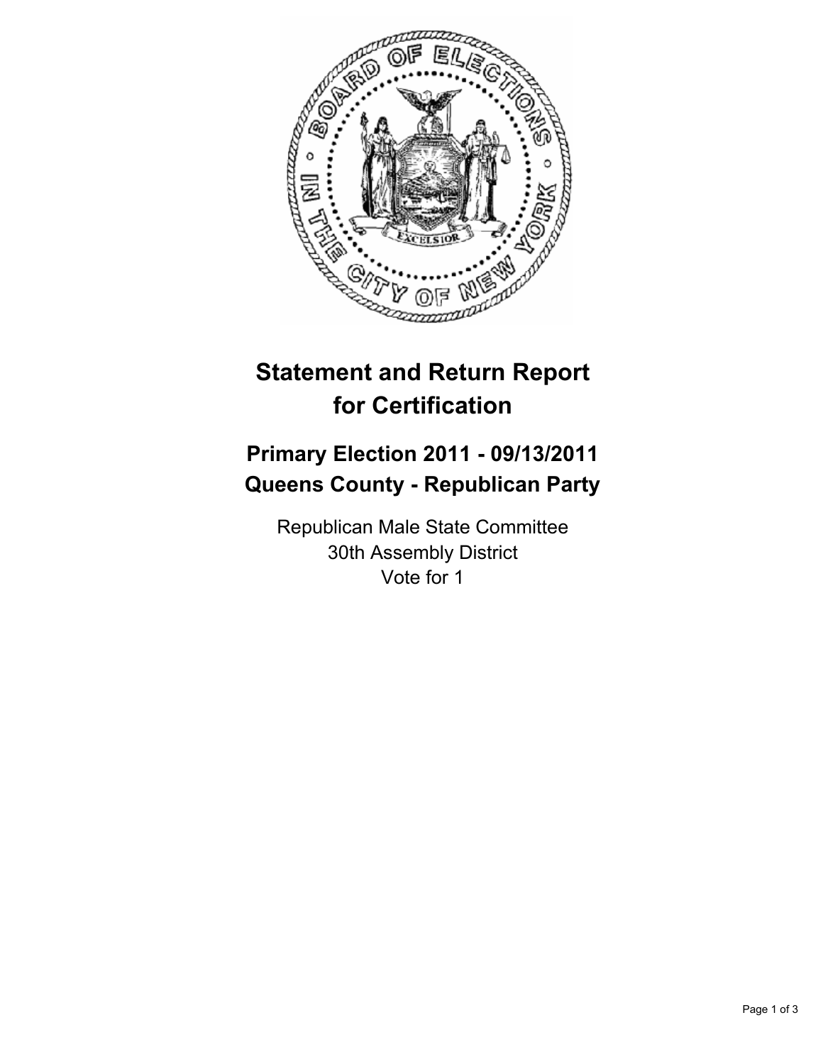# Statement and Return Report for Certification

## Primary Election 2011 - 09/13/2011
## Queens County - Republican Party

Republican Male State Committee
30th Assembly District
Vote for 1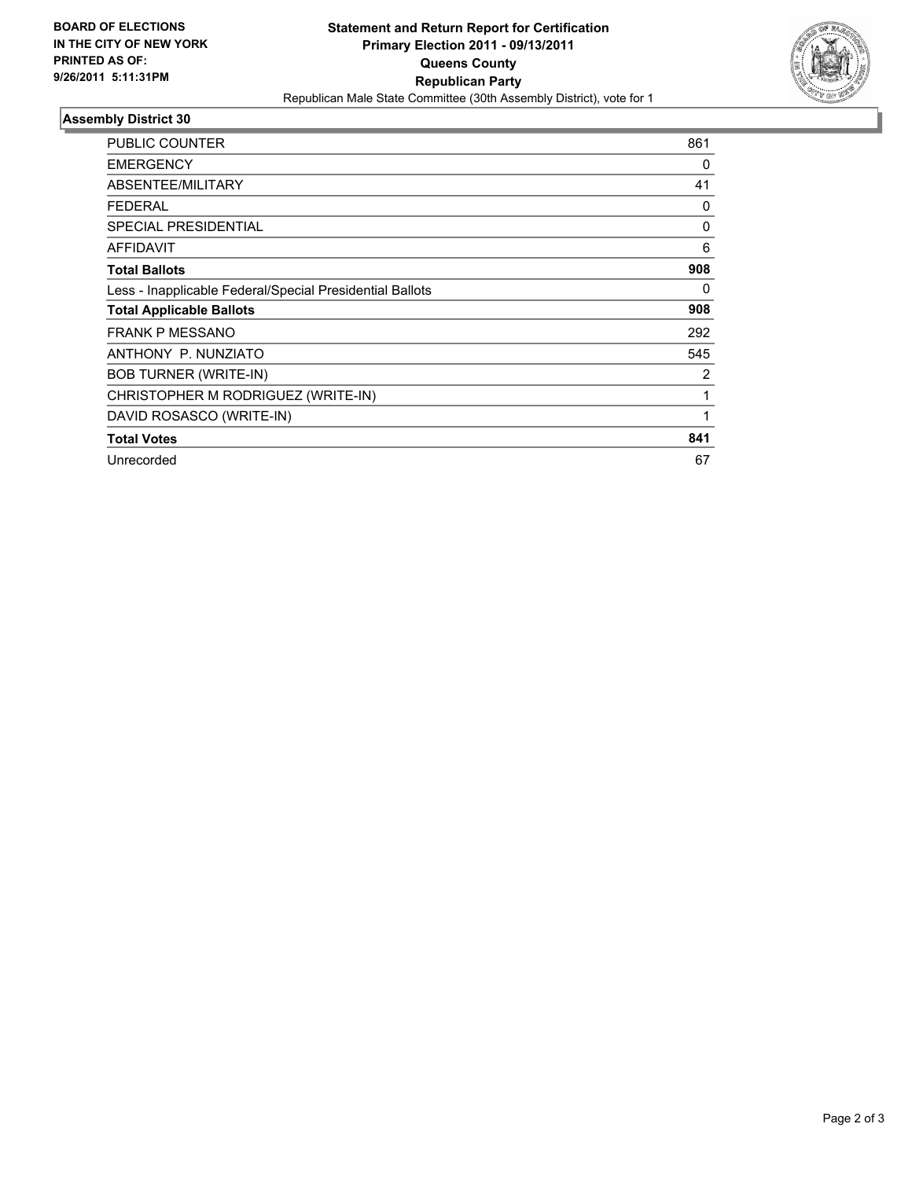**BOARD OF ELECTIONS IN THE CITY OF NEW YORK PRINTED AS OF: 9/26/2011 5:11:31PM**

**Statement and Return Report for Certification**
**Primary Election 2011 - 09/13/2011**
**Queens County**
**Republican Party**
Republican Male State Committee (30th Assembly District), vote for 1

## Assembly District 30

| | |
|---|---|
| PUBLIC COUNTER | 861 |
| EMERGENCY | 0 |
| ABSENTEE/MILITARY | 41 |
| FEDERAL | 0 |
| SPECIAL PRESIDENTIAL | 0 |
| AFFIDAVIT | 6 |
| **Total Ballots** | **908** |
| Less - Inapplicable Federal/Special Presidential Ballots | 0 |
| **Total Applicable Ballots** | **908** |
| FRANK P MESSANO | 292 |
| ANTHONY P. NUNZIATO | 545 |
| BOB TURNER (WRITE-IN) | 2 |
| CHRISTOPHER M RODRIGUEZ (WRITE-IN) | 1 |
| DAVID ROSASCO (WRITE-IN) | 1 |
| **Total Votes** | **841** |
| Unrecorded | 67 |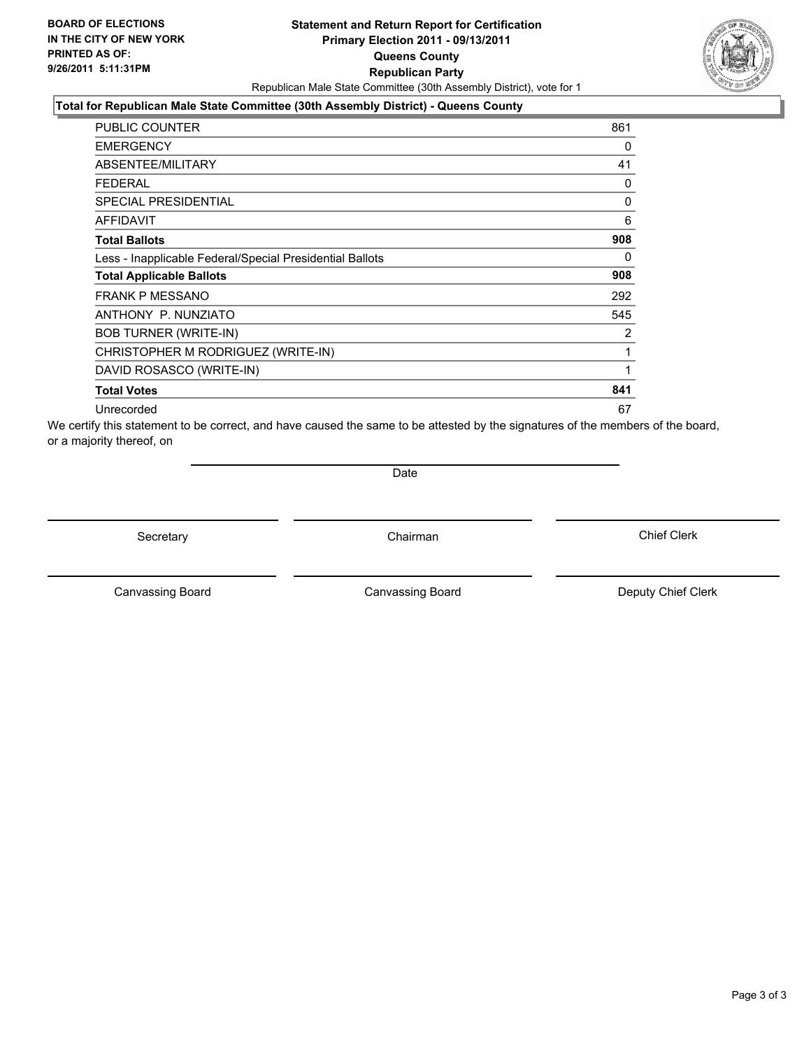**BOARD OF ELECTIONS IN THE CITY OF NEW YORK PRINTED AS OF: 9/26/2011 5:11:31PM**

**Statement and Return Report for Certification**
**Primary Election 2011 - 09/13/2011**
**Queens County**
**Republican Party**
Republican Male State Committee (30th Assembly District), vote for 1

**Total for Republican Male State Committee (30th Assembly District) - Queens County**

| | |
|---|---|
| PUBLIC COUNTER | 861 |
| EMERGENCY | 0 |
| ABSENTEE/MILITARY | 41 |
| FEDERAL | 0 |
| SPECIAL PRESIDENTIAL | 0 |
| AFFIDAVIT | 6 |
| **Total Ballots** | **908** |
| Less - Inapplicable Federal/Special Presidential Ballots | 0 |
| **Total Applicable Ballots** | **908** |
| FRANK P MESSANO | 292 |
| ANTHONY P. NUNZIATO | 545 |
| BOB TURNER (WRITE-IN) | 2 |
| CHRISTOPHER M RODRIGUEZ (WRITE-IN) | 1 |
| DAVID ROSASCO (WRITE-IN) | 1 |
| **Total Votes** | **841** |
| Unrecorded | 67 |

We certify this statement to be correct, and have caused the same to be attested by the signatures of the members of the board, or a majority thereof, on

Date

Secretary

Chairman

Chief Clerk

Canvassing Board

Canvassing Board

Deputy Chief Clerk